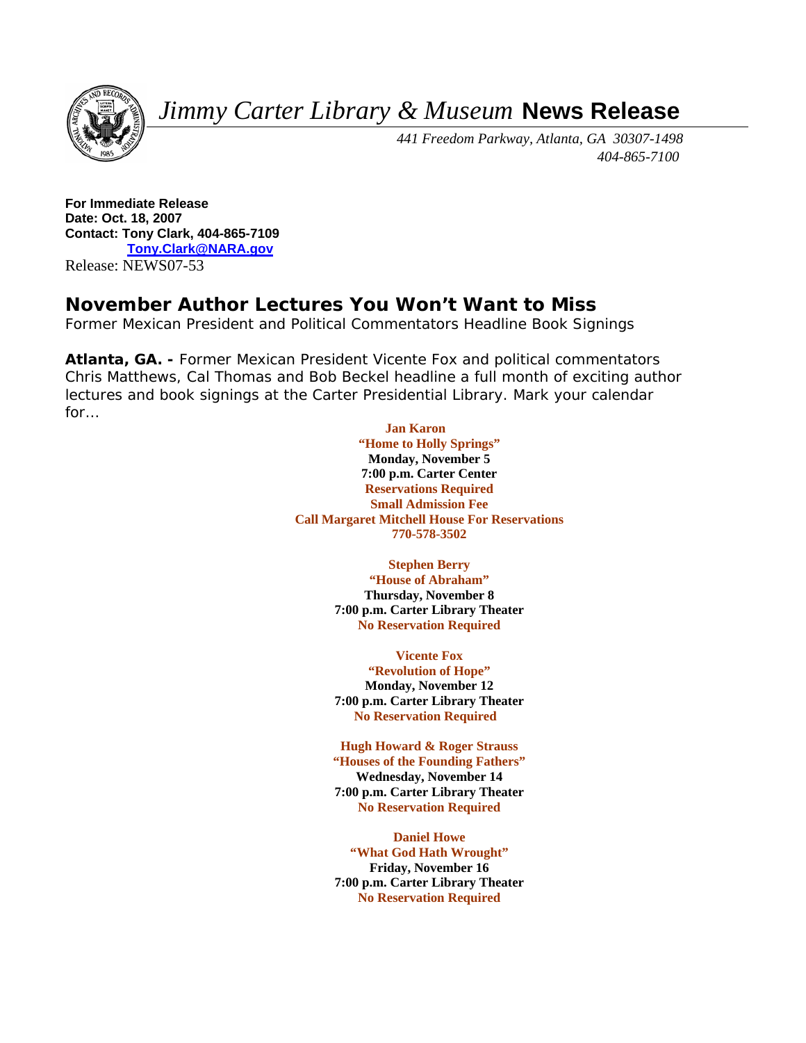# *Jimmy Carter Library & Museum* News Release

*441 Freedom Parkway, Atlanta, GA 30307-1498*
*404-865-7100*

**For Immediate Release**
**Date: Oct. 18, 2007**
**Contact: Tony Clark, 404-865-7109**
**Tony.Clark@NARA.gov**
Release: NEWS07-53

## November Author Lectures You Won't Want to Miss

Former Mexican President and Political Commentators Headline Book Signings

**Atlanta, GA. -** Former Mexican President Vicente Fox and political commentators Chris Matthews, Cal Thomas and Bob Beckel headline a full month of exciting author lectures and book signings at the Carter Presidential Library. Mark your calendar for…

**Jan Karon**
**"Home to Holly Springs"**
**Monday, November 5**
**7:00 p.m. Carter Center**
**Reservations Required**
**Small Admission Fee**
**Call Margaret Mitchell House For Reservations**
**770-578-3502**

**Stephen Berry**
**"House of Abraham"**
**Thursday, November 8**
**7:00 p.m. Carter Library Theater**
**No Reservation Required**

**Vicente Fox**
**"Revolution of Hope"**
**Monday, November 12**
**7:00 p.m. Carter Library Theater**
**No Reservation Required**

**Hugh Howard & Roger Strauss**
**"Houses of the Founding Fathers"**
**Wednesday, November 14**
**7:00 p.m. Carter Library Theater**
**No Reservation Required**

**Daniel Howe**
**"What God Hath Wrought"**
**Friday, November 16**
**7:00 p.m. Carter Library Theater**
**No Reservation Required**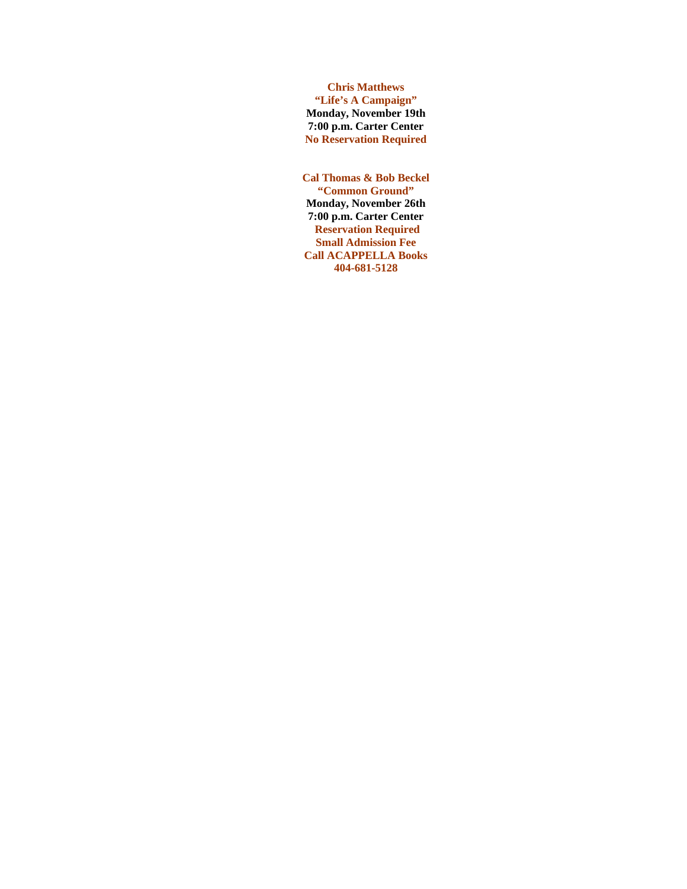**Chris Matthews**
**"Life's A Campaign"**
**Monday, November 19th**
**7:00 p.m. Carter Center**
**No Reservation Required**

**Cal Thomas & Bob Beckel**
**"Common Ground"**
**Monday, November 26th**
**7:00 p.m. Carter Center**
**Reservation Required**
**Small Admission Fee**
**Call ACAPPELLA Books**
**404-681-5128**